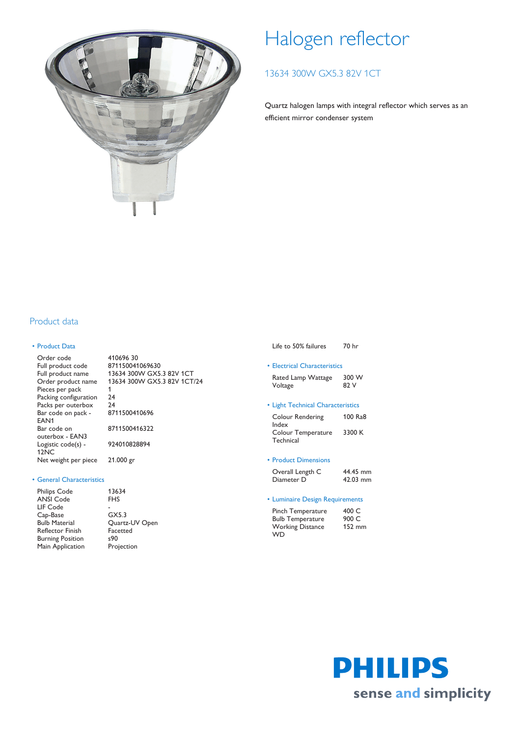# Halogen reflector

## 13634 300W GX5.3 82V 1CT

Quartz halogen lamps with integral reflector which serves as an efficient mirror condenser system

## Product data

### • Product Data

| | |
|---|---|
| Order code | 410696 30 |
| Full product code | 871150041069630 |
| Full product name | 13634 300W GX5.3 82V 1CT |
| Order product name | 13634 300W GX5.3 82V 1CT/24 |
| Pieces per pack | 1 |
| Packing configuration | 24 |
| Packs per outerbox | 24 |
| Bar code on pack - EAN1 | 8711500410696 |
| Bar code on outerbox - EAN3 | 8711500416322 |
| Logistic code(s) - 12NC | 924010828894 |
| Net weight per piece | 21.000 gr |

### • General Characteristics

| | |
|---|---|
| Philips Code | 13634 |
| ANSI Code | FHS |
| LIF Code | - |
| Cap-Base | GX5.3 |
| Bulb Material | Quartz-UV Open |
| Reflector Finish | Facetted |
| Burning Position | s90 |
| Main Application | Projection |
| Life to 50% failures | 70 hr |

### • Electrical Characteristics

| | |
|---|---|
| Rated Lamp Wattage | 300 W |
| Voltage | 82 V |

### • Light Technical Characteristics

| | |
|---|---|
| Colour Rendering Index | 100 Ra8 |
| Colour Temperature Technical | 3300 K |

### • Product Dimensions

| | |
|---|---|
| Overall Length C | 44.45 mm |
| Diameter D | 42.03 mm |

### • Luminaire Design Requirements

| | |
|---|---|
| Pinch Temperature | 400 C |
| Bulb Temperature | 900 C |
| Working Distance WD | 152 mm |

PHILIPS

sense and simplicity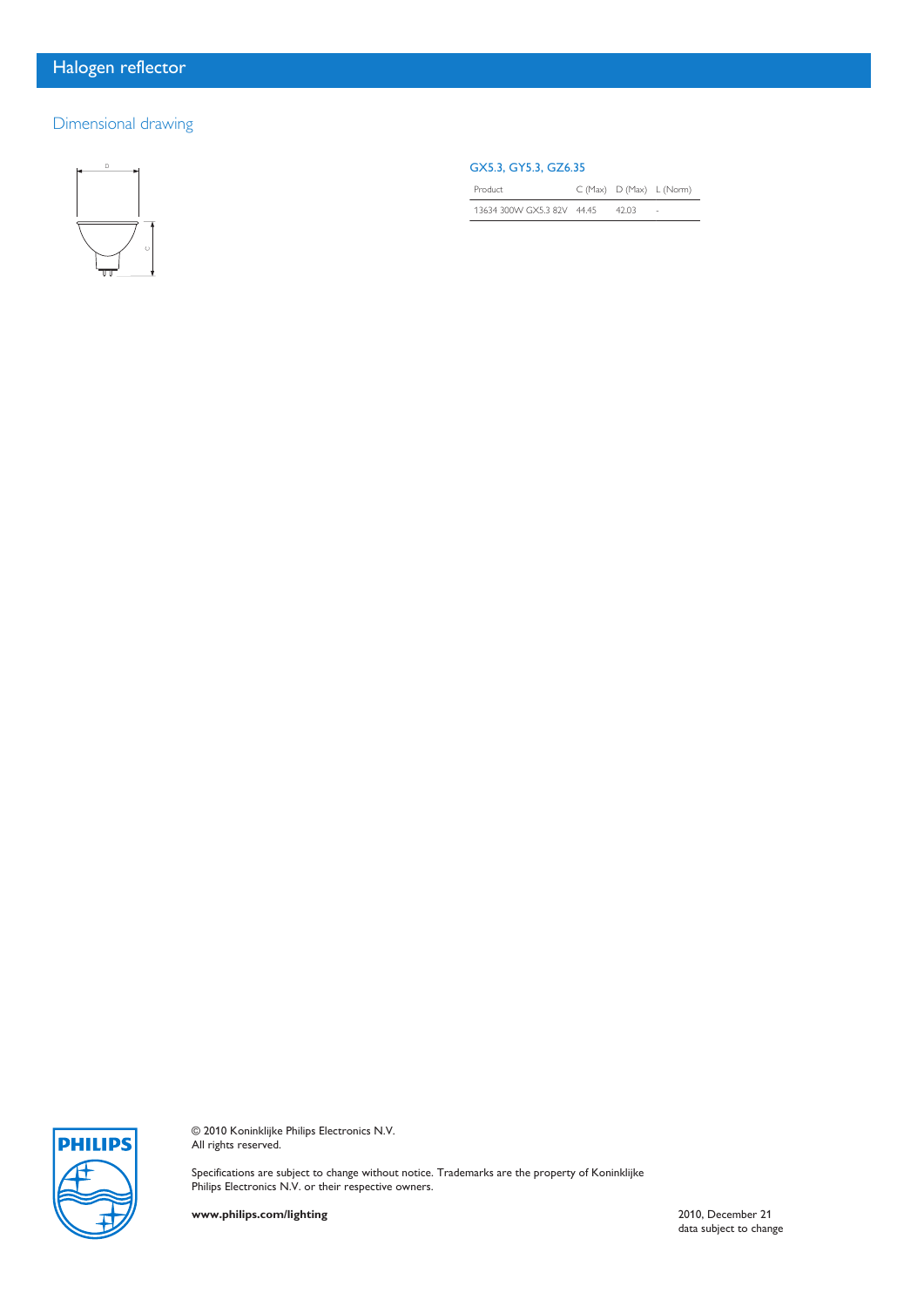# Halogen reflector

## Dimensional drawing

D

C

### GX5.3, GY5.3, GZ6.35

| Product | C (Max) | D (Max) | L (Norm) |
|---|---|---|---|
| 13634 300W GX5.3 82V | 44.45 | 42.03 | - |

© 2010 Koninklijke Philips Electronics N.V.
All rights reserved.

Specifications are subject to change without notice. Trademarks are the property of Koninklijke Philips Electronics N.V. or their respective owners.

**www.philips.com/lighting**

2010, December 21
data subject to change